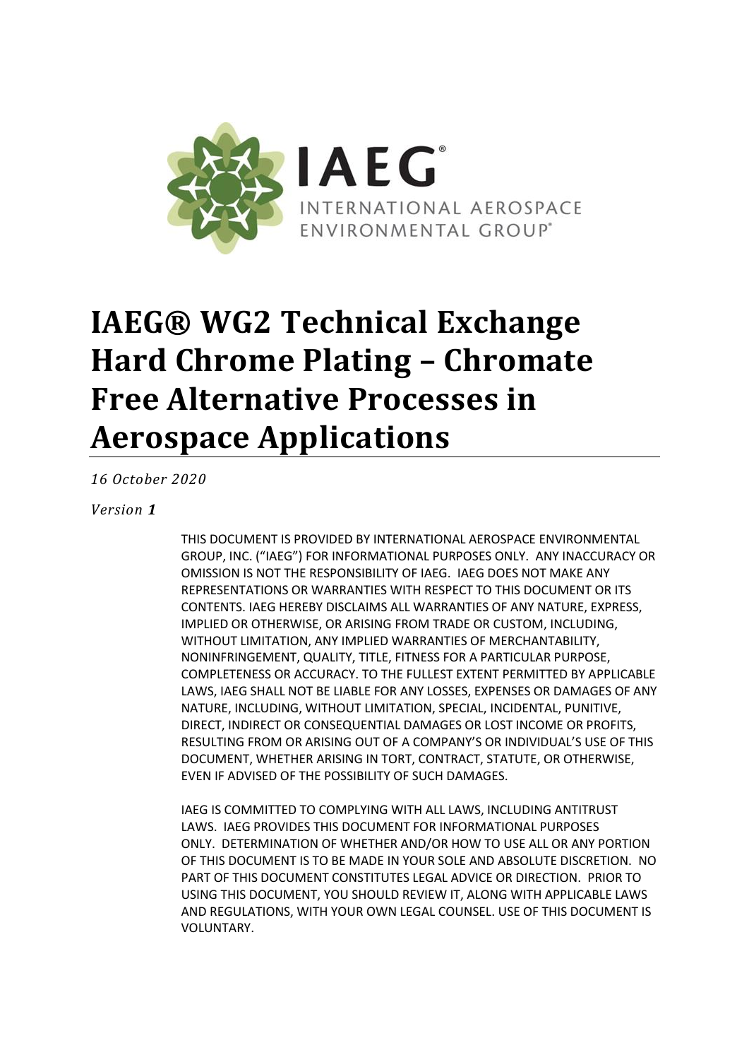IAEG®
INTERNATIONAL AEROSPACE ENVIRONMENTAL GROUP®

# IAEG® WG2 Technical Exchange Hard Chrome Plating – Chromate Free Alternative Processes in Aerospace Applications

*16 October 2020*

*Version **1***

THIS DOCUMENT IS PROVIDED BY INTERNATIONAL AEROSPACE ENVIRONMENTAL GROUP, INC. ("IAEG") FOR INFORMATIONAL PURPOSES ONLY. ANY INACCURACY OR OMISSION IS NOT THE RESPONSIBILITY OF IAEG. IAEG DOES NOT MAKE ANY REPRESENTATIONS OR WARRANTIES WITH RESPECT TO THIS DOCUMENT OR ITS CONTENTS. IAEG HEREBY DISCLAIMS ALL WARRANTIES OF ANY NATURE, EXPRESS, IMPLIED OR OTHERWISE, OR ARISING FROM TRADE OR CUSTOM, INCLUDING, WITHOUT LIMITATION, ANY IMPLIED WARRANTIES OF MERCHANTABILITY, NONINFRINGEMENT, QUALITY, TITLE, FITNESS FOR A PARTICULAR PURPOSE, COMPLETENESS OR ACCURACY. TO THE FULLEST EXTENT PERMITTED BY APPLICABLE LAWS, IAEG SHALL NOT BE LIABLE FOR ANY LOSSES, EXPENSES OR DAMAGES OF ANY NATURE, INCLUDING, WITHOUT LIMITATION, SPECIAL, INCIDENTAL, PUNITIVE, DIRECT, INDIRECT OR CONSEQUENTIAL DAMAGES OR LOST INCOME OR PROFITS, RESULTING FROM OR ARISING OUT OF A COMPANY'S OR INDIVIDUAL'S USE OF THIS DOCUMENT, WHETHER ARISING IN TORT, CONTRACT, STATUTE, OR OTHERWISE, EVEN IF ADVISED OF THE POSSIBILITY OF SUCH DAMAGES.

IAEG IS COMMITTED TO COMPLYING WITH ALL LAWS, INCLUDING ANTITRUST LAWS. IAEG PROVIDES THIS DOCUMENT FOR INFORMATIONAL PURPOSES ONLY. DETERMINATION OF WHETHER AND/OR HOW TO USE ALL OR ANY PORTION OF THIS DOCUMENT IS TO BE MADE IN YOUR SOLE AND ABSOLUTE DISCRETION. NO PART OF THIS DOCUMENT CONSTITUTES LEGAL ADVICE OR DIRECTION. PRIOR TO USING THIS DOCUMENT, YOU SHOULD REVIEW IT, ALONG WITH APPLICABLE LAWS AND REGULATIONS, WITH YOUR OWN LEGAL COUNSEL. USE OF THIS DOCUMENT IS VOLUNTARY.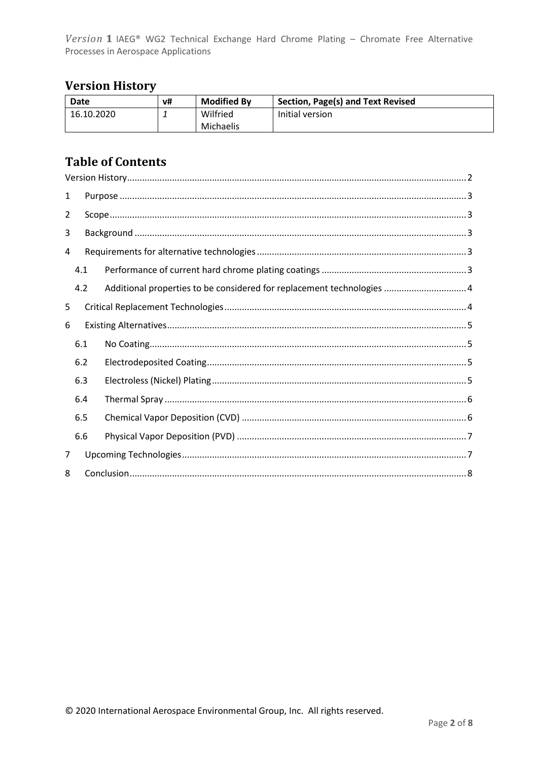## Version History

| Date | v# | Modified By | Section, Page(s) and Text Revised |
|---|---|---|---|
| 16.10.2020 | *1* | Wilfried Michaelis | Initial version |

## Table of Contents

Version History ........ 2

1 Purpose ........ 3

2 Scope ........ 3

3 Background ........ 3

4 Requirements for alternative technologies ........ 3

- 4.1 Performance of current hard chrome plating coatings ........ 3
- 4.2 Additional properties to be considered for replacement technologies ........ 4

5 Critical Replacement Technologies ........ 4

6 Existing Alternatives ........ 5

- 6.1 No Coating ........ 5
- 6.2 Electrodeposited Coating ........ 5
- 6.3 Electroless (Nickel) Plating ........ 5
- 6.4 Thermal Spray ........ 6
- 6.5 Chemical Vapor Deposition (CVD) ........ 6
- 6.6 Physical Vapor Deposition (PVD) ........ 7

7 Upcoming Technologies ........ 7

8 Conclusion ........ 8

© 2020 International Aerospace Environmental Group, Inc. All rights reserved.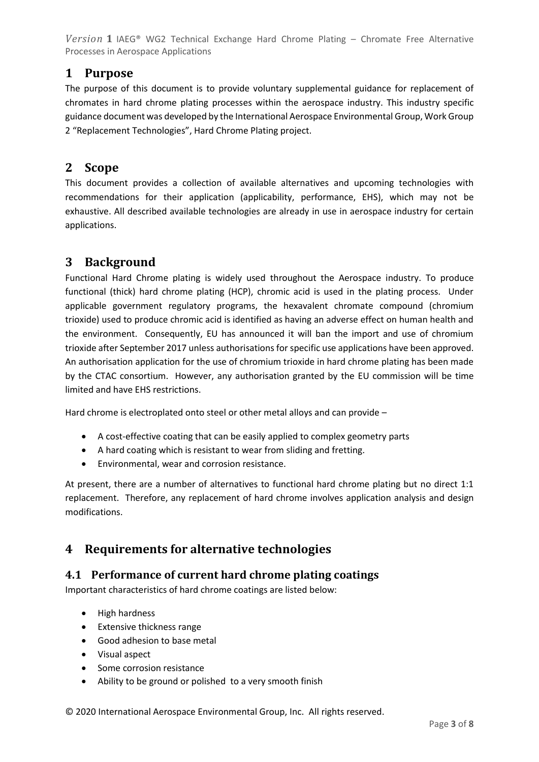# 1 Purpose

The purpose of this document is to provide voluntary supplemental guidance for replacement of chromates in hard chrome plating processes within the aerospace industry. This industry specific guidance document was developed by the International Aerospace Environmental Group, Work Group 2 "Replacement Technologies", Hard Chrome Plating project.

# 2 Scope

This document provides a collection of available alternatives and upcoming technologies with recommendations for their application (applicability, performance, EHS), which may not be exhaustive. All described available technologies are already in use in aerospace industry for certain applications.

# 3 Background

Functional Hard Chrome plating is widely used throughout the Aerospace industry. To produce functional (thick) hard chrome plating (HCP), chromic acid is used in the plating process. Under applicable government regulatory programs, the hexavalent chromate compound (chromium trioxide) used to produce chromic acid is identified as having an adverse effect on human health and the environment. Consequently, EU has announced it will ban the import and use of chromium trioxide after September 2017 unless authorisations for specific use applications have been approved. An authorisation application for the use of chromium trioxide in hard chrome plating has been made by the CTAC consortium. However, any authorisation granted by the EU commission will be time limited and have EHS restrictions.

Hard chrome is electroplated onto steel or other metal alloys and can provide –

- A cost-effective coating that can be easily applied to complex geometry parts
- A hard coating which is resistant to wear from sliding and fretting.
- Environmental, wear and corrosion resistance.

At present, there are a number of alternatives to functional hard chrome plating but no direct 1:1 replacement. Therefore, any replacement of hard chrome involves application analysis and design modifications.

# 4 Requirements for alternative technologies

## 4.1 Performance of current hard chrome plating coatings

Important characteristics of hard chrome coatings are listed below:

- High hardness
- Extensive thickness range
- Good adhesion to base metal
- Visual aspect
- Some corrosion resistance
- Ability to be ground or polished to a very smooth finish

© 2020 International Aerospace Environmental Group, Inc. All rights reserved.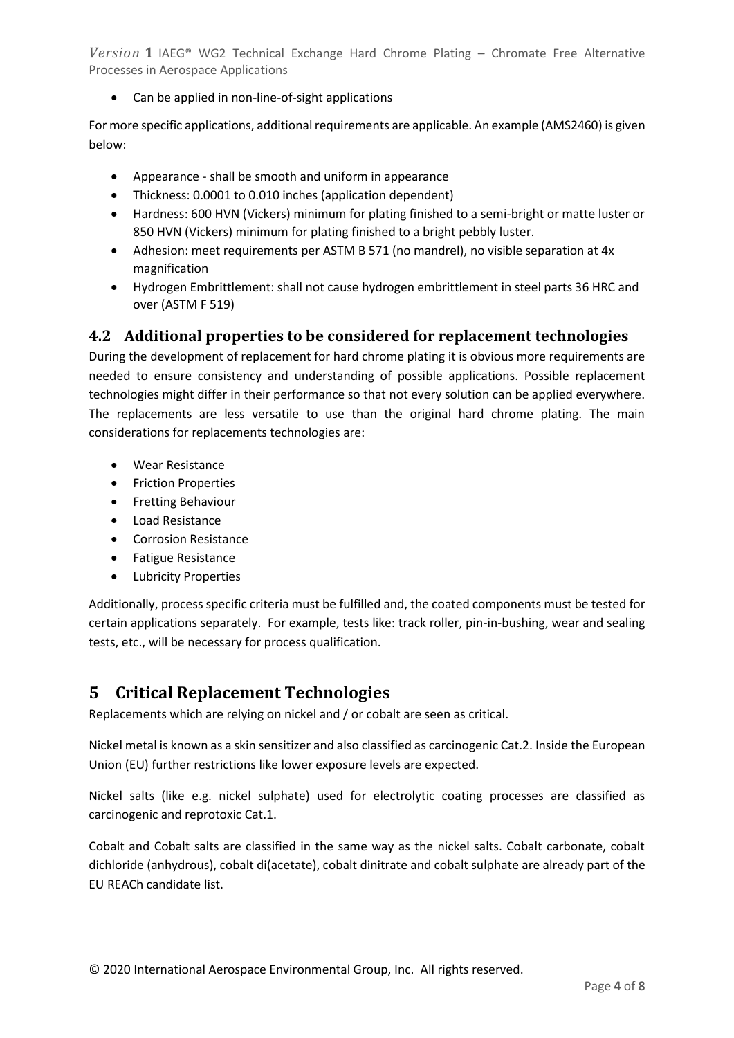- Can be applied in non-line-of-sight applications

For more specific applications, additional requirements are applicable. An example (AMS2460) is given below:

- Appearance - shall be smooth and uniform in appearance
- Thickness: 0.0001 to 0.010 inches (application dependent)
- Hardness: 600 HVN (Vickers) minimum for plating finished to a semi-bright or matte luster or 850 HVN (Vickers) minimum for plating finished to a bright pebbly luster.
- Adhesion: meet requirements per ASTM B 571 (no mandrel), no visible separation at 4x magnification
- Hydrogen Embrittlement: shall not cause hydrogen embrittlement in steel parts 36 HRC and over (ASTM F 519)

## 4.2 Additional properties to be considered for replacement technologies

During the development of replacement for hard chrome plating it is obvious more requirements are needed to ensure consistency and understanding of possible applications. Possible replacement technologies might differ in their performance so that not every solution can be applied everywhere. The replacements are less versatile to use than the original hard chrome plating. The main considerations for replacements technologies are:

- Wear Resistance
- Friction Properties
- Fretting Behaviour
- Load Resistance
- Corrosion Resistance
- Fatigue Resistance
- Lubricity Properties

Additionally, process specific criteria must be fulfilled and, the coated components must be tested for certain applications separately. For example, tests like: track roller, pin-in-bushing, wear and sealing tests, etc., will be necessary for process qualification.

# 5 Critical Replacement Technologies

Replacements which are relying on nickel and / or cobalt are seen as critical.

Nickel metal is known as a skin sensitizer and also classified as carcinogenic Cat.2. Inside the European Union (EU) further restrictions like lower exposure levels are expected.

Nickel salts (like e.g. nickel sulphate) used for electrolytic coating processes are classified as carcinogenic and reprotoxic Cat.1.

Cobalt and Cobalt salts are classified in the same way as the nickel salts. Cobalt carbonate, cobalt dichloride (anhydrous), cobalt di(acetate), cobalt dinitrate and cobalt sulphate are already part of the EU REACh candidate list.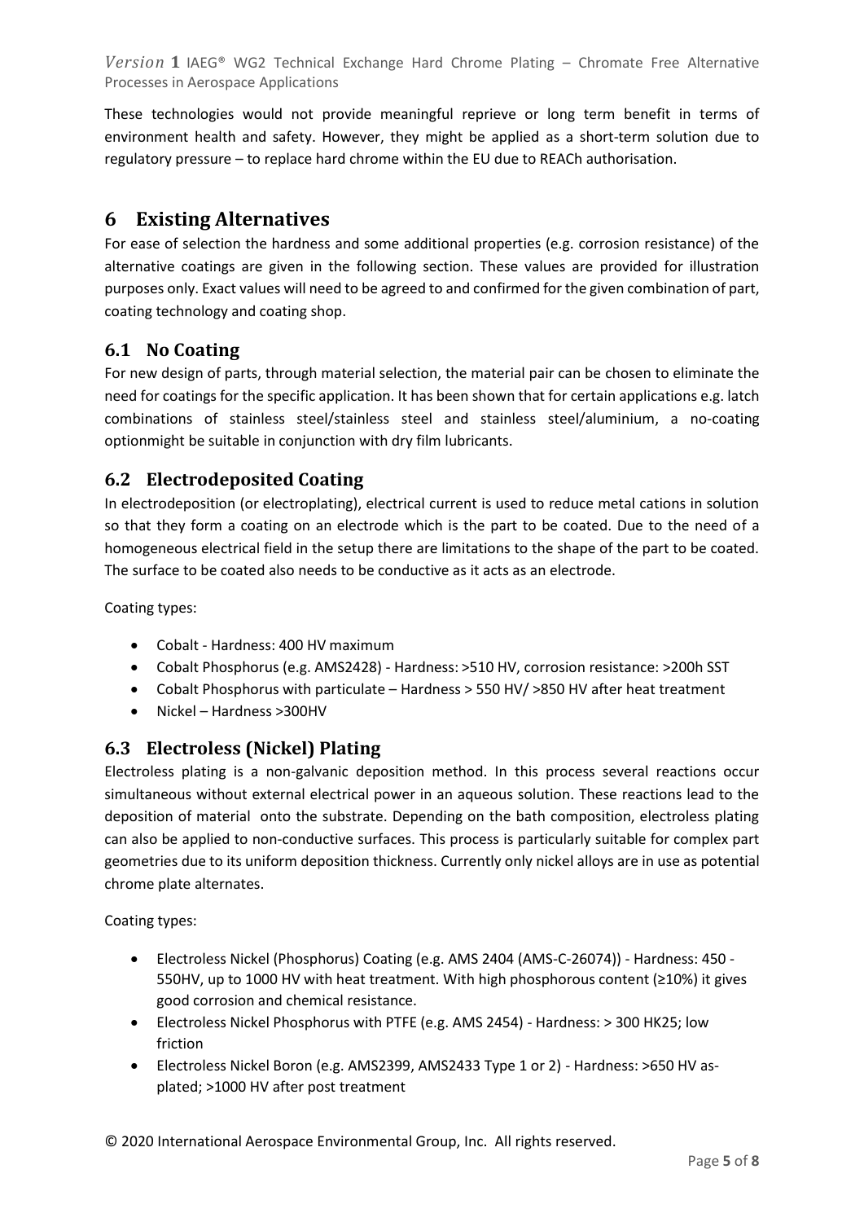These technologies would not provide meaningful reprieve or long term benefit in terms of environment health and safety. However, they might be applied as a short-term solution due to regulatory pressure – to replace hard chrome within the EU due to REACh authorisation.

# 6 Existing Alternatives

For ease of selection the hardness and some additional properties (e.g. corrosion resistance) of the alternative coatings are given in the following section. These values are provided for illustration purposes only. Exact values will need to be agreed to and confirmed for the given combination of part, coating technology and coating shop.

## 6.1 No Coating

For new design of parts, through material selection, the material pair can be chosen to eliminate the need for coatings for the specific application. It has been shown that for certain applications e.g. latch combinations of stainless steel/stainless steel and stainless steel/aluminium, a no-coating optionmight be suitable in conjunction with dry film lubricants.

## 6.2 Electrodeposited Coating

In electrodeposition (or electroplating), electrical current is used to reduce metal cations in solution so that they form a coating on an electrode which is the part to be coated. Due to the need of a homogeneous electrical field in the setup there are limitations to the shape of the part to be coated. The surface to be coated also needs to be conductive as it acts as an electrode.

Coating types:

- Cobalt - Hardness: 400 HV maximum
- Cobalt Phosphorus (e.g. AMS2428) - Hardness: >510 HV, corrosion resistance: >200h SST
- Cobalt Phosphorus with particulate – Hardness > 550 HV/ >850 HV after heat treatment
- Nickel – Hardness >300HV

## 6.3 Electroless (Nickel) Plating

Electroless plating is a non-galvanic deposition method. In this process several reactions occur simultaneous without external electrical power in an aqueous solution. These reactions lead to the deposition of material onto the substrate. Depending on the bath composition, electroless plating can also be applied to non-conductive surfaces. This process is particularly suitable for complex part geometries due to its uniform deposition thickness. Currently only nickel alloys are in use as potential chrome plate alternates.

Coating types:

- Electroless Nickel (Phosphorus) Coating (e.g. AMS 2404 (AMS-C-26074)) - Hardness: 450 - 550HV, up to 1000 HV with heat treatment. With high phosphorous content (≥10%) it gives good corrosion and chemical resistance.
- Electroless Nickel Phosphorus with PTFE (e.g. AMS 2454) - Hardness: > 300 HK25; low friction
- Electroless Nickel Boron (e.g. AMS2399, AMS2433 Type 1 or 2) - Hardness: >650 HV as-plated; >1000 HV after post treatment

© 2020 International Aerospace Environmental Group, Inc. All rights reserved.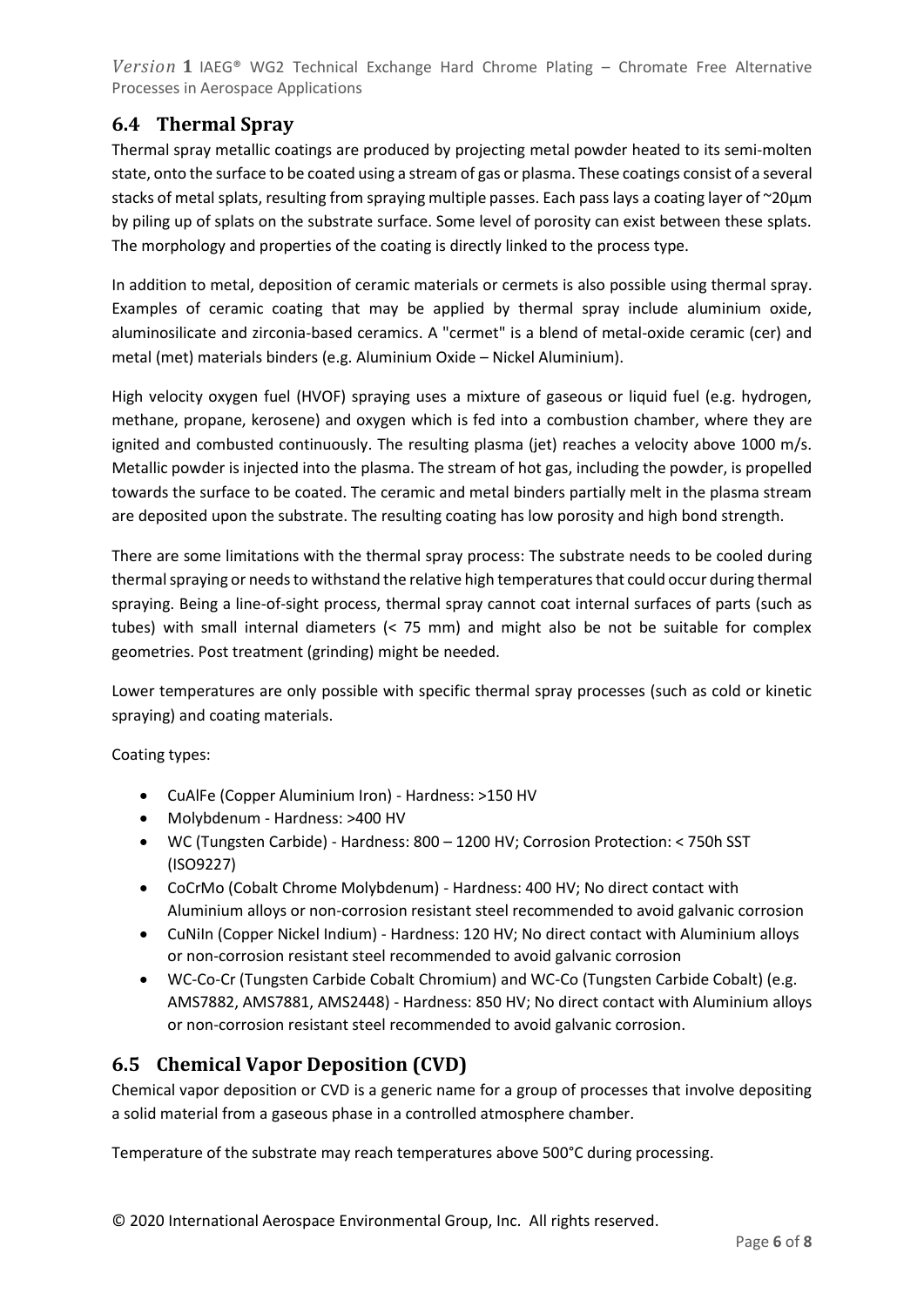## 6.4 Thermal Spray

Thermal spray metallic coatings are produced by projecting metal powder heated to its semi-molten state, onto the surface to be coated using a stream of gas or plasma. These coatings consist of a several stacks of metal splats, resulting from spraying multiple passes. Each pass lays a coating layer of ~20µm by piling up of splats on the substrate surface. Some level of porosity can exist between these splats. The morphology and properties of the coating is directly linked to the process type.

In addition to metal, deposition of ceramic materials or cermets is also possible using thermal spray. Examples of ceramic coating that may be applied by thermal spray include aluminium oxide, aluminosilicate and zirconia-based ceramics. A "cermet" is a blend of metal-oxide ceramic (cer) and metal (met) materials binders (e.g. Aluminium Oxide – Nickel Aluminium).

High velocity oxygen fuel (HVOF) spraying uses a mixture of gaseous or liquid fuel (e.g. hydrogen, methane, propane, kerosene) and oxygen which is fed into a combustion chamber, where they are ignited and combusted continuously. The resulting plasma (jet) reaches a velocity above 1000 m/s. Metallic powder is injected into the plasma. The stream of hot gas, including the powder, is propelled towards the surface to be coated. The ceramic and metal binders partially melt in the plasma stream are deposited upon the substrate. The resulting coating has low porosity and high bond strength.

There are some limitations with the thermal spray process: The substrate needs to be cooled during thermal spraying or needs to withstand the relative high temperatures that could occur during thermal spraying. Being a line-of-sight process, thermal spray cannot coat internal surfaces of parts (such as tubes) with small internal diameters (< 75 mm) and might also be not be suitable for complex geometries. Post treatment (grinding) might be needed.

Lower temperatures are only possible with specific thermal spray processes (such as cold or kinetic spraying) and coating materials.

Coating types:

- CuAlFe (Copper Aluminium Iron) - Hardness: >150 HV
- Molybdenum - Hardness: >400 HV
- WC (Tungsten Carbide) - Hardness: 800 – 1200 HV; Corrosion Protection: < 750h SST (ISO9227)
- CoCrMo (Cobalt Chrome Molybdenum) - Hardness: 400 HV; No direct contact with Aluminium alloys or non-corrosion resistant steel recommended to avoid galvanic corrosion
- CuNiIn (Copper Nickel Indium) - Hardness: 120 HV; No direct contact with Aluminium alloys or non-corrosion resistant steel recommended to avoid galvanic corrosion
- WC-Co-Cr (Tungsten Carbide Cobalt Chromium) and WC-Co (Tungsten Carbide Cobalt) (e.g. AMS7882, AMS7881, AMS2448) - Hardness: 850 HV; No direct contact with Aluminium alloys or non-corrosion resistant steel recommended to avoid galvanic corrosion.

## 6.5 Chemical Vapor Deposition (CVD)

Chemical vapor deposition or CVD is a generic name for a group of processes that involve depositing a solid material from a gaseous phase in a controlled atmosphere chamber.

Temperature of the substrate may reach temperatures above 500°C during processing.

© 2020 International Aerospace Environmental Group, Inc. All rights reserved.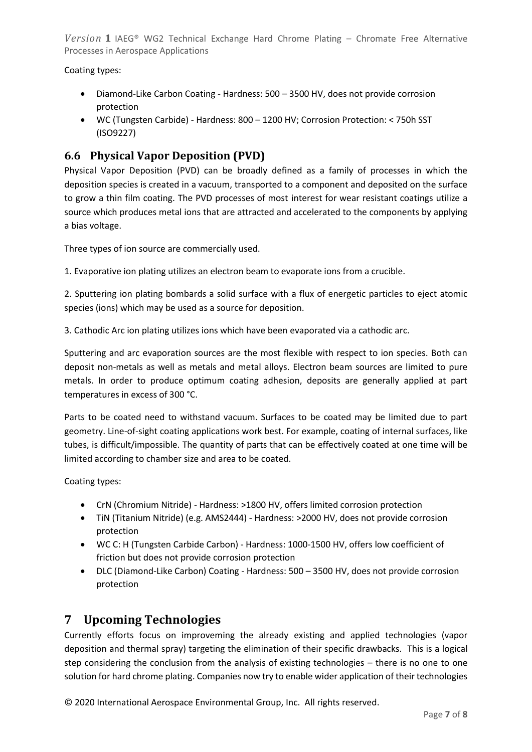Coating types:

- Diamond-Like Carbon Coating - Hardness: 500 – 3500 HV, does not provide corrosion protection
- WC (Tungsten Carbide) - Hardness: 800 – 1200 HV; Corrosion Protection: < 750h SST (ISO9227)

## 6.6 Physical Vapor Deposition (PVD)

Physical Vapor Deposition (PVD) can be broadly defined as a family of processes in which the deposition species is created in a vacuum, transported to a component and deposited on the surface to grow a thin film coating. The PVD processes of most interest for wear resistant coatings utilize a source which produces metal ions that are attracted and accelerated to the components by applying a bias voltage.

Three types of ion source are commercially used.

1. Evaporative ion plating utilizes an electron beam to evaporate ions from a crucible.

2. Sputtering ion plating bombards a solid surface with a flux of energetic particles to eject atomic species (ions) which may be used as a source for deposition.

3. Cathodic Arc ion plating utilizes ions which have been evaporated via a cathodic arc.

Sputtering and arc evaporation sources are the most flexible with respect to ion species. Both can deposit non-metals as well as metals and metal alloys. Electron beam sources are limited to pure metals. In order to produce optimum coating adhesion, deposits are generally applied at part temperatures in excess of 300 °C.

Parts to be coated need to withstand vacuum. Surfaces to be coated may be limited due to part geometry. Line-of-sight coating applications work best. For example, coating of internal surfaces, like tubes, is difficult/impossible. The quantity of parts that can be effectively coated at one time will be limited according to chamber size and area to be coated.

Coating types:

- CrN (Chromium Nitride) - Hardness: >1800 HV, offers limited corrosion protection
- TiN (Titanium Nitride) (e.g. AMS2444) - Hardness: >2000 HV, does not provide corrosion protection
- WC C: H (Tungsten Carbide Carbon) - Hardness: 1000-1500 HV, offers low coefficient of friction but does not provide corrosion protection
- DLC (Diamond-Like Carbon) Coating - Hardness: 500 – 3500 HV, does not provide corrosion protection

# 7 Upcoming Technologies

Currently efforts focus on improvemeing the already existing and applied technologies (vapor deposition and thermal spray) targeting the elimination of their specific drawbacks. This is a logical step considering the conclusion from the analysis of existing technologies – there is no one to one solution for hard chrome plating. Companies now try to enable wider application of their technologies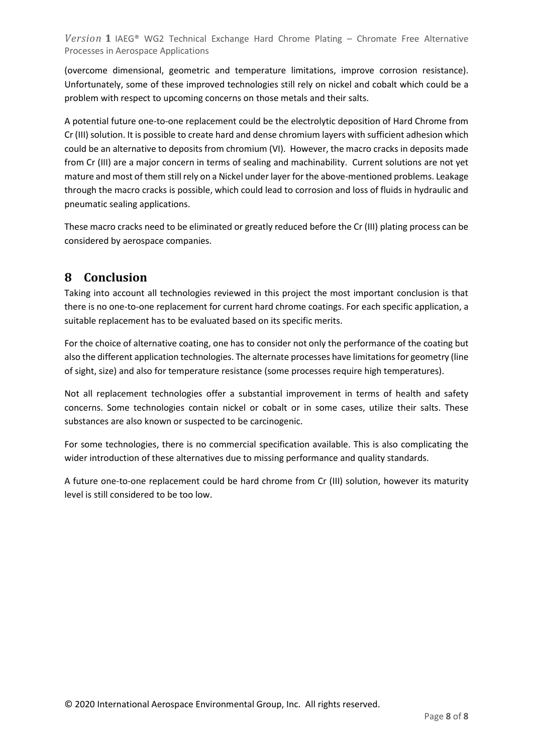(overcome dimensional, geometric and temperature limitations, improve corrosion resistance). Unfortunately, some of these improved technologies still rely on nickel and cobalt which could be a problem with respect to upcoming concerns on those metals and their salts.

A potential future one-to-one replacement could be the electrolytic deposition of Hard Chrome from Cr (III) solution. It is possible to create hard and dense chromium layers with sufficient adhesion which could be an alternative to deposits from chromium (VI). However, the macro cracks in deposits made from Cr (III) are a major concern in terms of sealing and machinability. Current solutions are not yet mature and most of them still rely on a Nickel under layer for the above-mentioned problems. Leakage through the macro cracks is possible, which could lead to corrosion and loss of fluids in hydraulic and pneumatic sealing applications.

These macro cracks need to be eliminated or greatly reduced before the Cr (III) plating process can be considered by aerospace companies.

# 8 Conclusion

Taking into account all technologies reviewed in this project the most important conclusion is that there is no one-to-one replacement for current hard chrome coatings. For each specific application, a suitable replacement has to be evaluated based on its specific merits.

For the choice of alternative coating, one has to consider not only the performance of the coating but also the different application technologies. The alternate processes have limitations for geometry (line of sight, size) and also for temperature resistance (some processes require high temperatures).

Not all replacement technologies offer a substantial improvement in terms of health and safety concerns. Some technologies contain nickel or cobalt or in some cases, utilize their salts. These substances are also known or suspected to be carcinogenic.

For some technologies, there is no commercial specification available. This is also complicating the wider introduction of these alternatives due to missing performance and quality standards.

A future one-to-one replacement could be hard chrome from Cr (III) solution, however its maturity level is still considered to be too low.

© 2020 International Aerospace Environmental Group, Inc. All rights reserved.